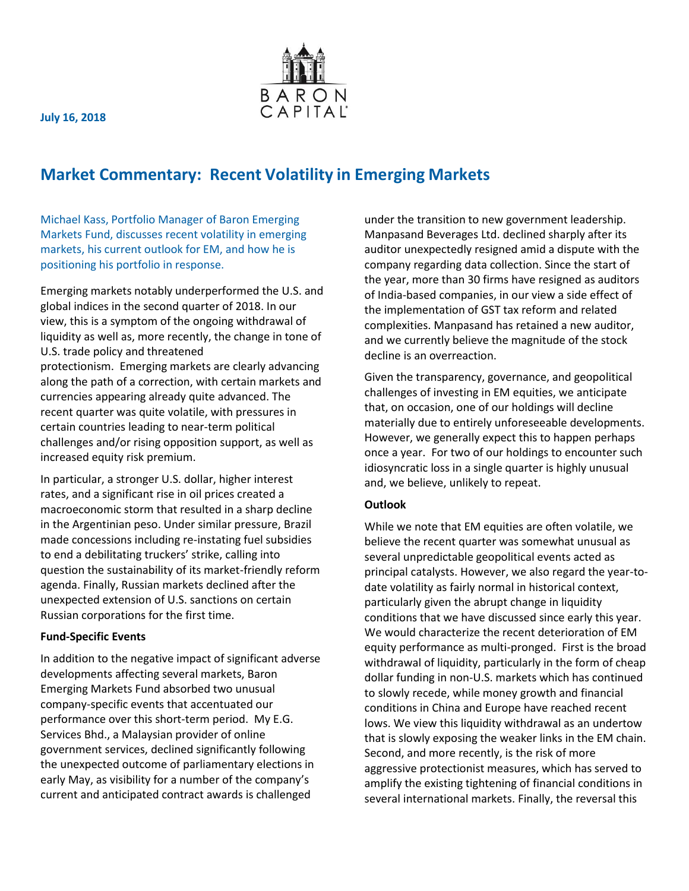July 16, 2018

# Market Commentary: Recent Volatility in Emerging Markets

Michael Kass, Portfolio Manager of Baron Emerging Markets Fund, discusses recent volatility in emerging markets, his current outlook for EM, and how he is positioning his portfolio in response.

Emerging markets notably underperformed the U.S. and global indices in the second quarter of 2018. In our view, this is a symptom of the ongoing withdrawal of liquidity as well as, more recently, the change in tone of U.S. trade policy and threatened protectionism. Emerging markets are clearly advancing along the path of a correction, with certain markets and currencies appearing already quite advanced. The recent quarter was quite volatile, with pressures in certain countries leading to near-term political challenges and/or rising opposition support, as well as increased equity risk premium.

In particular, a stronger U.S. dollar, higher interest rates, and a significant rise in oil prices created a macroeconomic storm that resulted in a sharp decline in the Argentinian peso. Under similar pressure, Brazil made concessions including re-instating fuel subsidies to end a debilitating truckers' strike, calling into question the sustainability of its market-friendly reform agenda. Finally, Russian markets declined after the unexpected extension of U.S. sanctions on certain Russian corporations for the first time.

**Fund-Specific Events**

In addition to the negative impact of significant adverse developments affecting several markets, Baron Emerging Markets Fund absorbed two unusual company-specific events that accentuated our performance over this short-term period. My E.G. Services Bhd., a Malaysian provider of online government services, declined significantly following the unexpected outcome of parliamentary elections in early May, as visibility for a number of the company's current and anticipated contract awards is challenged under the transition to new government leadership. Manpasand Beverages Ltd. declined sharply after its auditor unexpectedly resigned amid a dispute with the company regarding data collection. Since the start of the year, more than 30 firms have resigned as auditors of India-based companies, in our view a side effect of the implementation of GST tax reform and related complexities. Manpasand has retained a new auditor, and we currently believe the magnitude of the stock decline is an overreaction.

Given the transparency, governance, and geopolitical challenges of investing in EM equities, we anticipate that, on occasion, one of our holdings will decline materially due to entirely unforeseeable developments. However, we generally expect this to happen perhaps once a year. For two of our holdings to encounter such idiosyncratic loss in a single quarter is highly unusual and, we believe, unlikely to repeat.

**Outlook**

While we note that EM equities are often volatile, we believe the recent quarter was somewhat unusual as several unpredictable geopolitical events acted as principal catalysts. However, we also regard the year-to-date volatility as fairly normal in historical context, particularly given the abrupt change in liquidity conditions that we have discussed since early this year. We would characterize the recent deterioration of EM equity performance as multi-pronged. First is the broad withdrawal of liquidity, particularly in the form of cheap dollar funding in non-U.S. markets which has continued to slowly recede, while money growth and financial conditions in China and Europe have reached recent lows. We view this liquidity withdrawal as an undertow that is slowly exposing the weaker links in the EM chain. Second, and more recently, is the risk of more aggressive protectionist measures, which has served to amplify the existing tightening of financial conditions in several international markets. Finally, the reversal this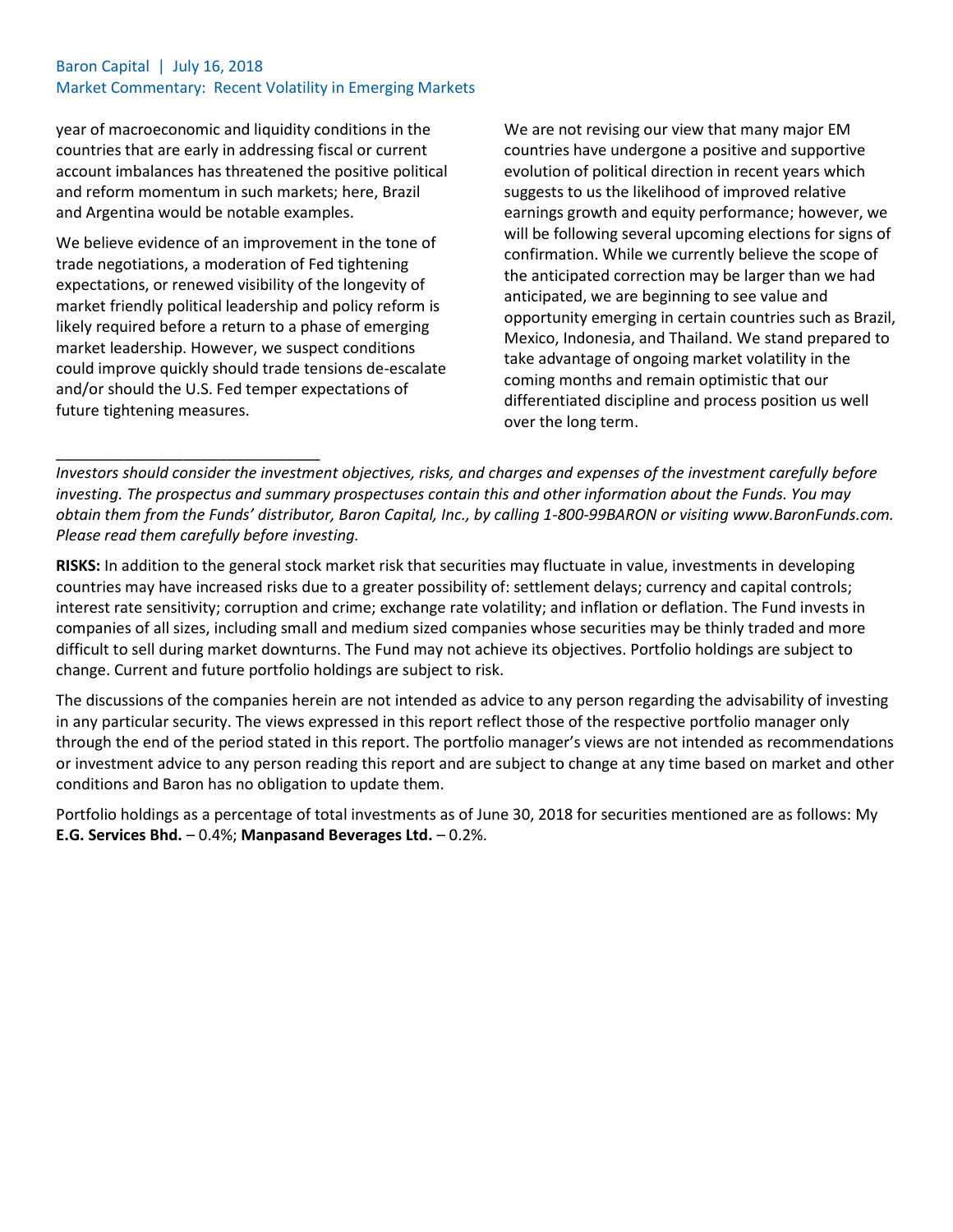year of macroeconomic and liquidity conditions in the countries that are early in addressing fiscal or current account imbalances has threatened the positive political and reform momentum in such markets; here, Brazil and Argentina would be notable examples.

We believe evidence of an improvement in the tone of trade negotiations, a moderation of Fed tightening expectations, or renewed visibility of the longevity of market friendly political leadership and policy reform is likely required before a return to a phase of emerging market leadership. However, we suspect conditions could improve quickly should trade tensions de-escalate and/or should the U.S. Fed temper expectations of future tightening measures.

We are not revising our view that many major EM countries have undergone a positive and supportive evolution of political direction in recent years which suggests to us the likelihood of improved relative earnings growth and equity performance; however, we will be following several upcoming elections for signs of confirmation. While we currently believe the scope of the anticipated correction may be larger than we had anticipated, we are beginning to see value and opportunity emerging in certain countries such as Brazil, Mexico, Indonesia, and Thailand. We stand prepared to take advantage of ongoing market volatility in the coming months and remain optimistic that our differentiated discipline and process position us well over the long term.

---

*Investors should consider the investment objectives, risks, and charges and expenses of the investment carefully before investing. The prospectus and summary prospectuses contain this and other information about the Funds. You may obtain them from the Funds' distributor, Baron Capital, Inc., by calling 1-800-99BARON or visiting www.BaronFunds.com. Please read them carefully before investing.*

**RISKS:** In addition to the general stock market risk that securities may fluctuate in value, investments in developing countries may have increased risks due to a greater possibility of: settlement delays; currency and capital controls; interest rate sensitivity; corruption and crime; exchange rate volatility; and inflation or deflation. The Fund invests in companies of all sizes, including small and medium sized companies whose securities may be thinly traded and more difficult to sell during market downturns. The Fund may not achieve its objectives. Portfolio holdings are subject to change. Current and future portfolio holdings are subject to risk.

The discussions of the companies herein are not intended as advice to any person regarding the advisability of investing in any particular security. The views expressed in this report reflect those of the respective portfolio manager only through the end of the period stated in this report. The portfolio manager's views are not intended as recommendations or investment advice to any person reading this report and are subject to change at any time based on market and other conditions and Baron has no obligation to update them.

Portfolio holdings as a percentage of total investments as of June 30, 2018 for securities mentioned are as follows: My **E.G. Services Bhd.** – 0.4%; **Manpasand Beverages Ltd.** – 0.2%.